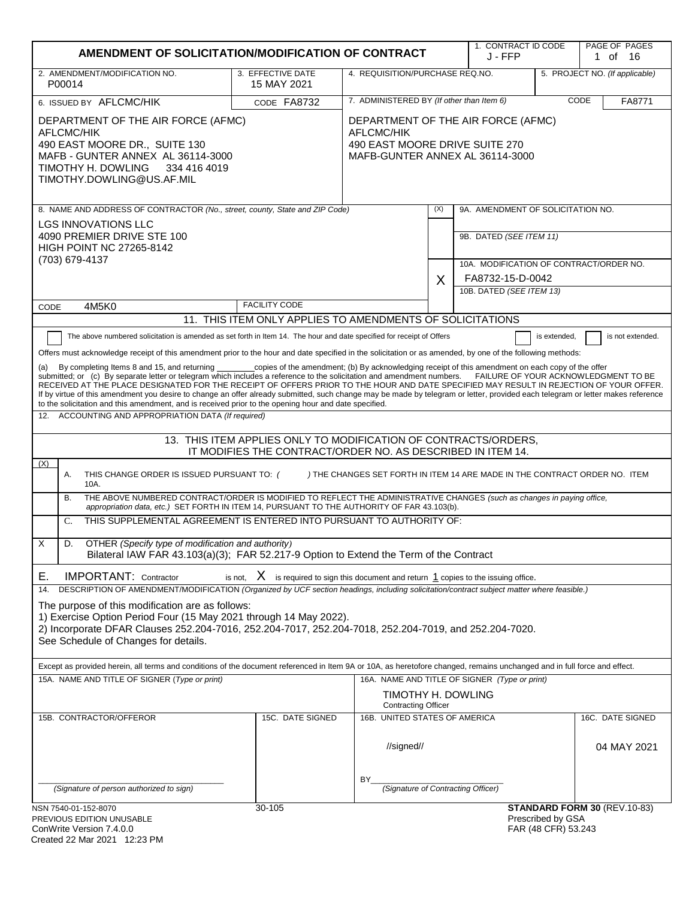# AMENDMENT OF SOLICITATION/MODIFICATION OF CONTRACT

| | | | |
|---|---|---|---|
| 1. CONTRACT ID CODE: J - FFP | PAGE OF PAGES: 1 of 16 | | |
| 2. AMENDMENT/MODIFICATION NO.: P00014 | 3. EFFECTIVE DATE: 15 MAY 2021 | 4. REQUISITION/PURCHASE REQ.NO. | 5. PROJECT NO. (If applicable) |
| 6. ISSUED BY AFLCMC/HIK CODE FA8732 | | 7. ADMINISTERED BY (If other than Item 6) CODE FA8771 | |

**6. ISSUED BY** AFLCMC/HIK — CODE FA8732

DEPARTMENT OF THE AIR FORCE (AFMC)
AFLCMC/HIK
490 EAST MOORE DR., SUITE 130
MAFB - GUNTER ANNEX AL 36114-3000
TIMOTHY H. DOWLING 334 416 4019
TIMOTHY.DOWLING@US.AF.MIL

**7. ADMINISTERED BY** (If other than Item 6) — CODE FA8771

DEPARTMENT OF THE AIR FORCE (AFMC)
AFLCMC/HIK
490 EAST MOORE DRIVE SUITE 270
MAFB-GUNTER ANNEX AL 36114-3000

**8. NAME AND ADDRESS OF CONTRACTOR** (No., street, county, State and ZIP Code)

LGS INNOVATIONS LLC
4090 PREMIER DRIVE STE 100
HIGH POINT NC 27265-8142
(703) 679-4137

CODE 4M5K0 FACILITY CODE

9A. AMENDMENT OF SOLICITATION NO.

9B. DATED (SEE ITEM 11)

(X) X 10A. MODIFICATION OF CONTRACT/ORDER NO. FA8732-15-D-0042

10B. DATED (SEE ITEM 13)

## 11. THIS ITEM ONLY APPLIES TO AMENDMENTS OF SOLICITATIONS

☐ The above numbered solicitation is amended as set forth in Item 14. The hour and date specified for receipt of Offers ☐ is extended, ☐ is not extended.

Offers must acknowledge receipt of this amendment prior to the hour and date specified in the solicitation or as amended, by one of the following methods:

(a) By completing Items 8 and 15, and returning ________copies of the amendment; (b) By acknowledging receipt of this amendment on each copy of the offer submitted; or (c) By separate letter or telegram which includes a reference to the solicitation and amendment numbers. FAILURE OF YOUR ACKNOWLEDGMENT TO BE RECEIVED AT THE PLACE DESIGNATED FOR THE RECEIPT OF OFFERS PRIOR TO THE HOUR AND DATE SPECIFIED MAY RESULT IN REJECTION OF YOUR OFFER. If by virtue of this amendment you desire to change an offer already submitted, such change may be made by telegram or letter, provided each telegram or letter makes reference to the solicitation and this amendment, and is received prior to the opening hour and date specified.

12. ACCOUNTING AND APPROPRIATION DATA (If required)

## 13. THIS ITEM APPLIES ONLY TO MODIFICATION OF CONTRACTS/ORDERS, IT MODIFIES THE CONTRACT/ORDER NO. AS DESCRIBED IN ITEM 14.

| (X) | |
|---|---|
| | A. THIS CHANGE ORDER IS ISSUED PURSUANT TO: ( ) THE CHANGES SET FORTH IN ITEM 14 ARE MADE IN THE CONTRACT ORDER NO. ITEM 10A. |
| | B. THE ABOVE NUMBERED CONTRACT/ORDER IS MODIFIED TO REFLECT THE ADMINISTRATIVE CHANGES (such as changes in paying office, appropriation data, etc.) SET FORTH IN ITEM 14, PURSUANT TO THE AUTHORITY OF FAR 43.103(b). |
| | C. THIS SUPPLEMENTAL AGREEMENT IS ENTERED INTO PURSUANT TO AUTHORITY OF: |
| X | D. OTHER (Specify type of modification and authority) Bilateral IAW FAR 43.103(a)(3); FAR 52.217-9 Option to Extend the Term of the Contract |

E. IMPORTANT: Contractor is not, X is required to sign this document and return 1 copies to the issuing office.

14. DESCRIPTION OF AMENDMENT/MODIFICATION (Organized by UCF section headings, including solicitation/contract subject matter where feasible.)

The purpose of this modification are as follows:
1) Exercise Option Period Four (15 May 2021 through 14 May 2022).
2) Incorporate DFAR Clauses 252.204-7016, 252.204-7017, 252.204-7018, 252.204-7019, and 252.204-7020.
See Schedule of Changes for details.

Except as provided herein, all terms and conditions of the document referenced in Item 9A or 10A, as heretofore changed, remains unchanged and in full force and effect.

| | | | |
|---|---|---|---|
| 15A. NAME AND TITLE OF SIGNER (Type or print) | | 16A. NAME AND TITLE OF SIGNER (Type or print) TIMOTHY H. DOWLING, Contracting Officer | |
| 15B. CONTRACTOR/OFFEROR | 15C. DATE SIGNED | 16B. UNITED STATES OF AMERICA | 16C. DATE SIGNED |
| (Signature of person authorized to sign) | | //signed// BY (Signature of Contracting Officer) | 04 MAY 2021 |

NSN 7540-01-152-8070
PREVIOUS EDITION UNUSABLE
ConWrite Version 7.4.0.0
Created 22 Mar 2021 12:23 PM

30-105

**STANDARD FORM 30** (REV.10-83)
Prescribed by GSA
FAR (48 CFR) 53.243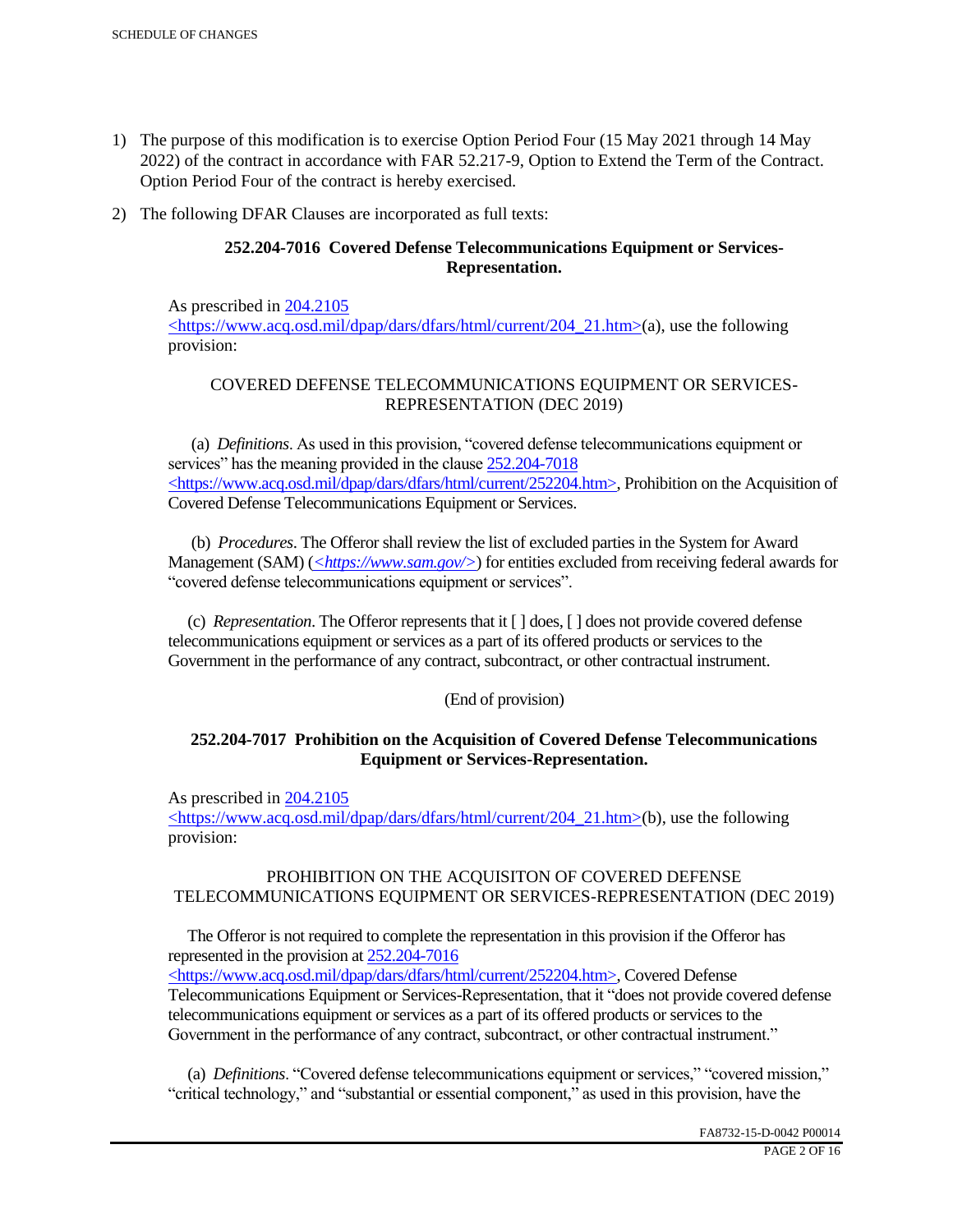1) The purpose of this modification is to exercise Option Period Four (15 May 2021 through 14 May 2022) of the contract in accordance with FAR 52.217-9, Option to Extend the Term of the Contract. Option Period Four of the contract is hereby exercised.

2) The following DFAR Clauses are incorporated as full texts:

**252.204-7016 Covered Defense Telecommunications Equipment or Services-Representation.**

As prescribed in 204.2105 <https://www.acq.osd.mil/dpap/dars/dfars/html/current/204_21.htm>(a), use the following provision:

COVERED DEFENSE TELECOMMUNICATIONS EQUIPMENT OR SERVICES-REPRESENTATION (DEC 2019)

(a) *Definitions*. As used in this provision, "covered defense telecommunications equipment or services" has the meaning provided in the clause 252.204-7018 <https://www.acq.osd.mil/dpap/dars/dfars/html/current/252204.htm>, Prohibition on the Acquisition of Covered Defense Telecommunications Equipment or Services.

(b) *Procedures*. The Offeror shall review the list of excluded parties in the System for Award Management (SAM) (*<https://www.sam.gov/>*) for entities excluded from receiving federal awards for "covered defense telecommunications equipment or services".

(c) *Representation*. The Offeror represents that it [ ] does, [ ] does not provide covered defense telecommunications equipment or services as a part of its offered products or services to the Government in the performance of any contract, subcontract, or other contractual instrument.

(End of provision)

**252.204-7017 Prohibition on the Acquisition of Covered Defense Telecommunications Equipment or Services-Representation.**

As prescribed in 204.2105 <https://www.acq.osd.mil/dpap/dars/dfars/html/current/204_21.htm>(b), use the following provision:

PROHIBITION ON THE ACQUISITON OF COVERED DEFENSE TELECOMMUNICATIONS EQUIPMENT OR SERVICES-REPRESENTATION (DEC 2019)

The Offeror is not required to complete the representation in this provision if the Offeror has represented in the provision at 252.204-7016 <https://www.acq.osd.mil/dpap/dars/dfars/html/current/252204.htm>, Covered Defense Telecommunications Equipment or Services-Representation, that it "does not provide covered defense telecommunications equipment or services as a part of its offered products or services to the Government in the performance of any contract, subcontract, or other contractual instrument."

(a) *Definitions*. "Covered defense telecommunications equipment or services," "covered mission," "critical technology," and "substantial or essential component," as used in this provision, have the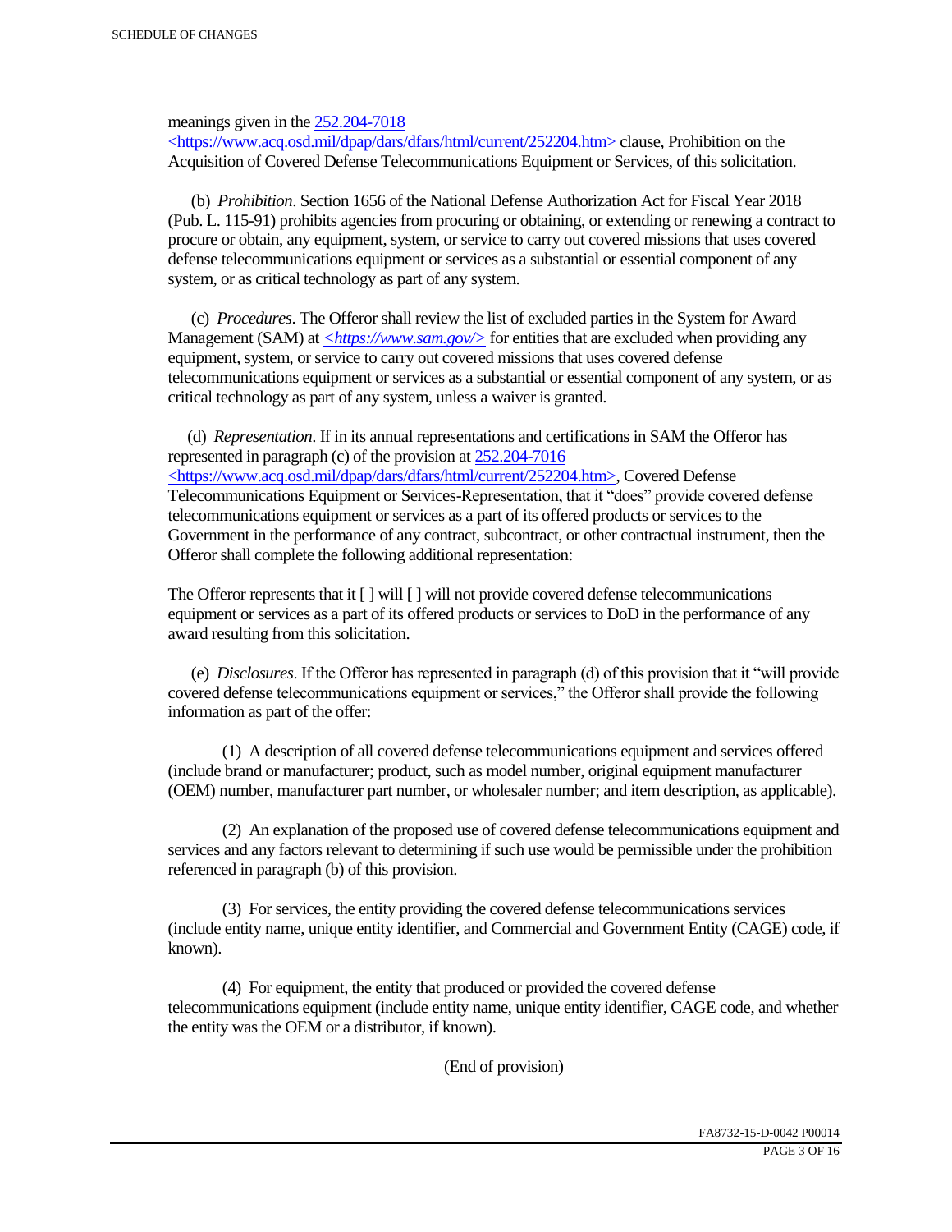meanings given in the 252.204-7018 <https://www.acq.osd.mil/dpap/dars/dfars/html/current/252204.htm> clause, Prohibition on the Acquisition of Covered Defense Telecommunications Equipment or Services, of this solicitation.

(b) *Prohibition*. Section 1656 of the National Defense Authorization Act for Fiscal Year 2018 (Pub. L. 115-91) prohibits agencies from procuring or obtaining, or extending or renewing a contract to procure or obtain, any equipment, system, or service to carry out covered missions that uses covered defense telecommunications equipment or services as a substantial or essential component of any system, or as critical technology as part of any system.

(c) *Procedures*. The Offeror shall review the list of excluded parties in the System for Award Management (SAM) at *<https://www.sam.gov/>* for entities that are excluded when providing any equipment, system, or service to carry out covered missions that uses covered defense telecommunications equipment or services as a substantial or essential component of any system, or as critical technology as part of any system, unless a waiver is granted.

(d) *Representation*. If in its annual representations and certifications in SAM the Offeror has represented in paragraph (c) of the provision at 252.204-7016 <https://www.acq.osd.mil/dpap/dars/dfars/html/current/252204.htm>, Covered Defense Telecommunications Equipment or Services-Representation, that it "does" provide covered defense telecommunications equipment or services as a part of its offered products or services to the Government in the performance of any contract, subcontract, or other contractual instrument, then the Offeror shall complete the following additional representation:

The Offeror represents that it [ ] will [ ] will not provide covered defense telecommunications equipment or services as a part of its offered products or services to DoD in the performance of any award resulting from this solicitation.

(e) *Disclosures*. If the Offeror has represented in paragraph (d) of this provision that it "will provide covered defense telecommunications equipment or services," the Offeror shall provide the following information as part of the offer:

(1) A description of all covered defense telecommunications equipment and services offered (include brand or manufacturer; product, such as model number, original equipment manufacturer (OEM) number, manufacturer part number, or wholesaler number; and item description, as applicable).

(2) An explanation of the proposed use of covered defense telecommunications equipment and services and any factors relevant to determining if such use would be permissible under the prohibition referenced in paragraph (b) of this provision.

(3) For services, the entity providing the covered defense telecommunications services (include entity name, unique entity identifier, and Commercial and Government Entity (CAGE) code, if known).

(4) For equipment, the entity that produced or provided the covered defense telecommunications equipment (include entity name, unique entity identifier, CAGE code, and whether the entity was the OEM or a distributor, if known).

(End of provision)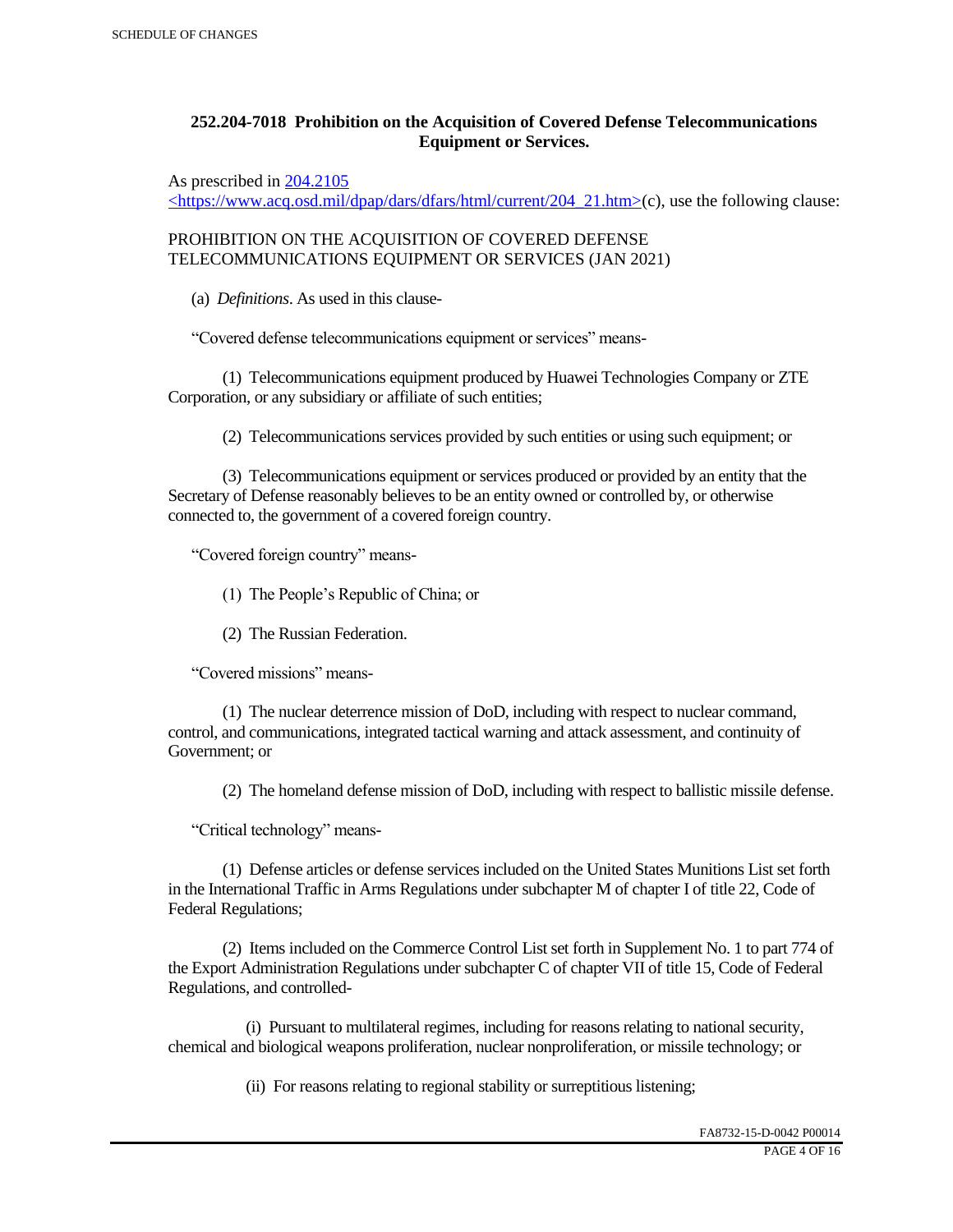**252.204-7018 Prohibition on the Acquisition of Covered Defense Telecommunications Equipment or Services.**

As prescribed in [204.2105](https://www.acq.osd.mil/dpap/dars/dfars/html/current/204_21.htm) <https://www.acq.osd.mil/dpap/dars/dfars/html/current/204_21.htm>(c), use the following clause:

PROHIBITION ON THE ACQUISITION OF COVERED DEFENSE TELECOMMUNICATIONS EQUIPMENT OR SERVICES (JAN 2021)

(a) *Definitions*. As used in this clause-

"Covered defense telecommunications equipment or services" means-

(1) Telecommunications equipment produced by Huawei Technologies Company or ZTE Corporation, or any subsidiary or affiliate of such entities;

(2) Telecommunications services provided by such entities or using such equipment; or

(3) Telecommunications equipment or services produced or provided by an entity that the Secretary of Defense reasonably believes to be an entity owned or controlled by, or otherwise connected to, the government of a covered foreign country.

"Covered foreign country" means-

(1) The People's Republic of China; or

(2) The Russian Federation.

"Covered missions" means-

(1) The nuclear deterrence mission of DoD, including with respect to nuclear command, control, and communications, integrated tactical warning and attack assessment, and continuity of Government; or

(2) The homeland defense mission of DoD, including with respect to ballistic missile defense.

"Critical technology" means-

(1) Defense articles or defense services included on the United States Munitions List set forth in the International Traffic in Arms Regulations under subchapter M of chapter I of title 22, Code of Federal Regulations;

(2) Items included on the Commerce Control List set forth in Supplement No. 1 to part 774 of the Export Administration Regulations under subchapter C of chapter VII of title 15, Code of Federal Regulations, and controlled-

(i) Pursuant to multilateral regimes, including for reasons relating to national security, chemical and biological weapons proliferation, nuclear nonproliferation, or missile technology; or

(ii) For reasons relating to regional stability or surreptitious listening;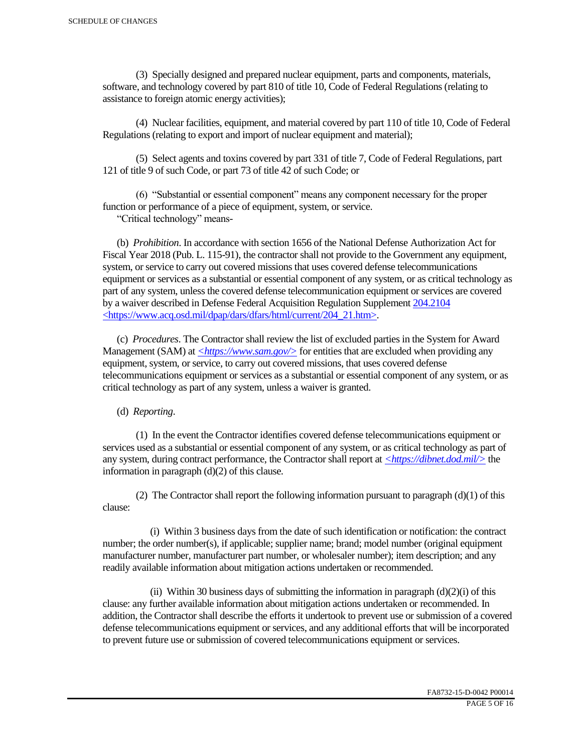(3) Specially designed and prepared nuclear equipment, parts and components, materials, software, and technology covered by part 810 of title 10, Code of Federal Regulations (relating to assistance to foreign atomic energy activities);

(4) Nuclear facilities, equipment, and material covered by part 110 of title 10, Code of Federal Regulations (relating to export and import of nuclear equipment and material);

(5) Select agents and toxins covered by part 331 of title 7, Code of Federal Regulations, part 121 of title 9 of such Code, or part 73 of title 42 of such Code; or

(6) "Substantial or essential component" means any component necessary for the proper function or performance of a piece of equipment, system, or service.

"Critical technology" means-

(b) *Prohibition*. In accordance with section 1656 of the National Defense Authorization Act for Fiscal Year 2018 (Pub. L. 115-91), the contractor shall not provide to the Government any equipment, system, or service to carry out covered missions that uses covered defense telecommunications equipment or services as a substantial or essential component of any system, or as critical technology as part of any system, unless the covered defense telecommunication equipment or services are covered by a waiver described in Defense Federal Acquisition Regulation Supplement [204.2104](https://www.acq.osd.mil/dpap/dars/dfars/html/current/204_21.htm) <https://www.acq.osd.mil/dpap/dars/dfars/html/current/204_21.htm>.

(c) *Procedures*. The Contractor shall review the list of excluded parties in the System for Award Management (SAM) at *<https://www.sam.gov/>* for entities that are excluded when providing any equipment, system, or service, to carry out covered missions, that uses covered defense telecommunications equipment or services as a substantial or essential component of any system, or as critical technology as part of any system, unless a waiver is granted.

(d) *Reporting*.

(1) In the event the Contractor identifies covered defense telecommunications equipment or services used as a substantial or essential component of any system, or as critical technology as part of any system, during contract performance, the Contractor shall report at *<https://dibnet.dod.mil/>* the information in paragraph (d)(2) of this clause.

(2) The Contractor shall report the following information pursuant to paragraph (d)(1) of this clause:

(i) Within 3 business days from the date of such identification or notification: the contract number; the order number(s), if applicable; supplier name; brand; model number (original equipment manufacturer number, manufacturer part number, or wholesaler number); item description; and any readily available information about mitigation actions undertaken or recommended.

(ii) Within 30 business days of submitting the information in paragraph (d)(2)(i) of this clause: any further available information about mitigation actions undertaken or recommended. In addition, the Contractor shall describe the efforts it undertook to prevent use or submission of a covered defense telecommunications equipment or services, and any additional efforts that will be incorporated to prevent future use or submission of covered telecommunications equipment or services.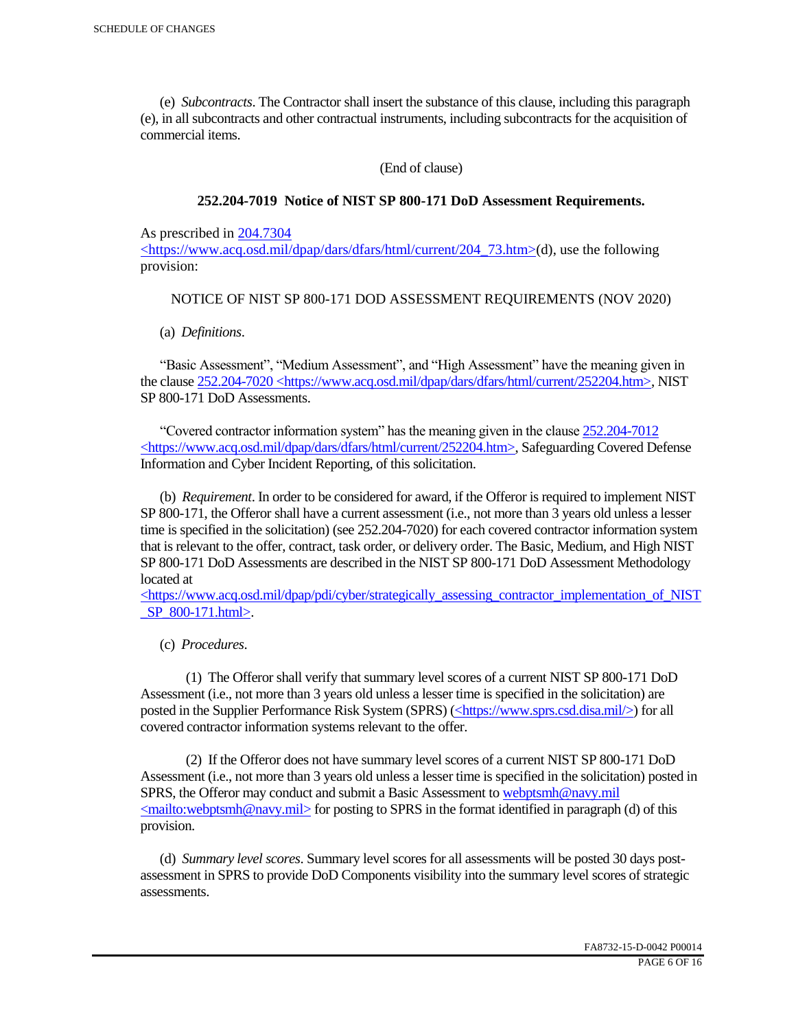(e) *Subcontracts*. The Contractor shall insert the substance of this clause, including this paragraph (e), in all subcontracts and other contractual instruments, including subcontracts for the acquisition of commercial items.

(End of clause)

**252.204-7019 Notice of NIST SP 800-171 DoD Assessment Requirements.**

As prescribed in 204.7304 <https://www.acq.osd.mil/dpap/dars/dfars/html/current/204_73.htm>(d), use the following provision:

NOTICE OF NIST SP 800-171 DOD ASSESSMENT REQUIREMENTS (NOV 2020)

(a) *Definitions*.

"Basic Assessment", "Medium Assessment", and "High Assessment" have the meaning given in the clause 252.204-7020 <https://www.acq.osd.mil/dpap/dars/dfars/html/current/252204.htm>, NIST SP 800-171 DoD Assessments.

"Covered contractor information system" has the meaning given in the clause 252.204-7012 <https://www.acq.osd.mil/dpap/dars/dfars/html/current/252204.htm>, Safeguarding Covered Defense Information and Cyber Incident Reporting, of this solicitation.

(b) *Requirement*. In order to be considered for award, if the Offeror is required to implement NIST SP 800-171, the Offeror shall have a current assessment (i.e., not more than 3 years old unless a lesser time is specified in the solicitation) (see 252.204-7020) for each covered contractor information system that is relevant to the offer, contract, task order, or delivery order. The Basic, Medium, and High NIST SP 800-171 DoD Assessments are described in the NIST SP 800-171 DoD Assessment Methodology located at <https://www.acq.osd.mil/dpap/pdi/cyber/strategically_assessing_contractor_implementation_of_NIST_SP_800-171.html>.

(c) *Procedures*.

(1) The Offeror shall verify that summary level scores of a current NIST SP 800-171 DoD Assessment (i.e., not more than 3 years old unless a lesser time is specified in the solicitation) are posted in the Supplier Performance Risk System (SPRS) (<https://www.sprs.csd.disa.mil/>) for all covered contractor information systems relevant to the offer.

(2) If the Offeror does not have summary level scores of a current NIST SP 800-171 DoD Assessment (i.e., not more than 3 years old unless a lesser time is specified in the solicitation) posted in SPRS, the Offeror may conduct and submit a Basic Assessment to webptsmh@navy.mil <mailto:webptsmh@navy.mil> for posting to SPRS in the format identified in paragraph (d) of this provision.

(d) *Summary level scores*. Summary level scores for all assessments will be posted 30 days post-assessment in SPRS to provide DoD Components visibility into the summary level scores of strategic assessments.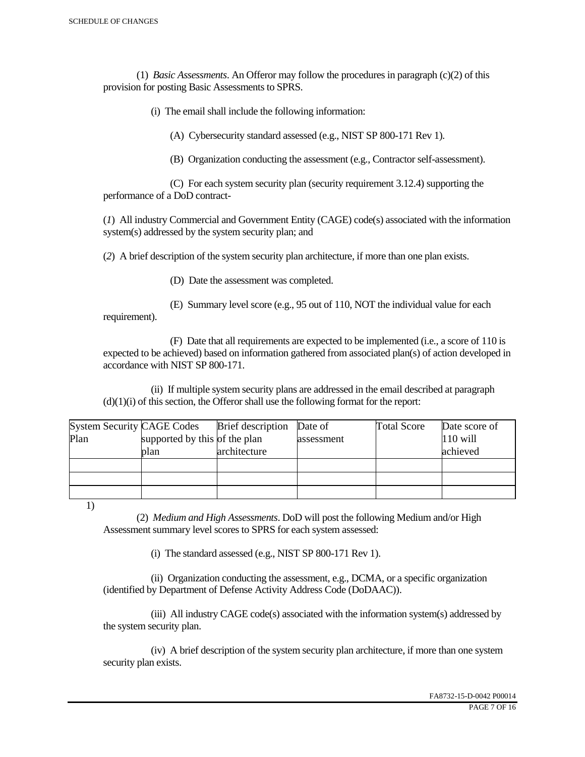(1) *Basic Assessments*. An Offeror may follow the procedures in paragraph (c)(2) of this provision for posting Basic Assessments to SPRS.

(i) The email shall include the following information:

(A) Cybersecurity standard assessed (e.g., NIST SP 800-171 Rev 1).

(B) Organization conducting the assessment (e.g., Contractor self-assessment).

(C) For each system security plan (security requirement 3.12.4) supporting the performance of a DoD contract-

(*1*) All industry Commercial and Government Entity (CAGE) code(s) associated with the information system(s) addressed by the system security plan; and

(*2*) A brief description of the system security plan architecture, if more than one plan exists.

(D) Date the assessment was completed.

(E) Summary level score (e.g., 95 out of 110, NOT the individual value for each requirement).

(F) Date that all requirements are expected to be implemented (i.e., a score of 110 is expected to be achieved) based on information gathered from associated plan(s) of action developed in accordance with NIST SP 800-171.

(ii) If multiple system security plans are addressed in the email described at paragraph (d)(1)(i) of this section, the Offeror shall use the following format for the report:

| System Security Plan | CAGE Codes supported by this plan | Brief description of the plan architecture | Date of assessment | Total Score | Date score of 110 will achieved |
|---|---|---|---|---|---|
| | | | | | |
| | | | | | |
| | | | | | |

1)

(2) *Medium and High Assessments*. DoD will post the following Medium and/or High Assessment summary level scores to SPRS for each system assessed:

(i) The standard assessed (e.g., NIST SP 800-171 Rev 1).

(ii) Organization conducting the assessment, e.g., DCMA, or a specific organization (identified by Department of Defense Activity Address Code (DoDAAC)).

(iii) All industry CAGE code(s) associated with the information system(s) addressed by the system security plan.

(iv) A brief description of the system security plan architecture, if more than one system security plan exists.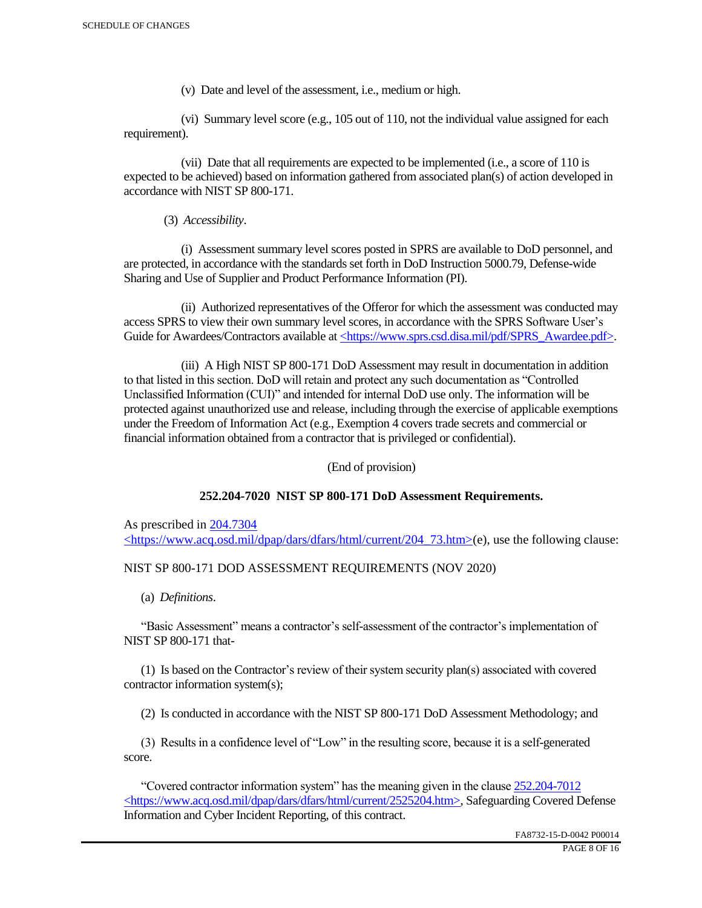(v) Date and level of the assessment, i.e., medium or high.

(vi) Summary level score (e.g., 105 out of 110, not the individual value assigned for each requirement).

(vii) Date that all requirements are expected to be implemented (i.e., a score of 110 is expected to be achieved) based on information gathered from associated plan(s) of action developed in accordance with NIST SP 800-171.

(3) *Accessibility*.

(i) Assessment summary level scores posted in SPRS are available to DoD personnel, and are protected, in accordance with the standards set forth in DoD Instruction 5000.79, Defense-wide Sharing and Use of Supplier and Product Performance Information (PI).

(ii) Authorized representatives of the Offeror for which the assessment was conducted may access SPRS to view their own summary level scores, in accordance with the SPRS Software User's Guide for Awardees/Contractors available at <https://www.sprs.csd.disa.mil/pdf/SPRS_Awardee.pdf>.

(iii) A High NIST SP 800-171 DoD Assessment may result in documentation in addition to that listed in this section. DoD will retain and protect any such documentation as "Controlled Unclassified Information (CUI)" and intended for internal DoD use only. The information will be protected against unauthorized use and release, including through the exercise of applicable exemptions under the Freedom of Information Act (e.g., Exemption 4 covers trade secrets and commercial or financial information obtained from a contractor that is privileged or confidential).

(End of provision)

**252.204-7020 NIST SP 800-171 DoD Assessment Requirements.**

As prescribed in 204.7304 <https://www.acq.osd.mil/dpap/dars/dfars/html/current/204_73.htm>(e), use the following clause:

NIST SP 800-171 DOD ASSESSMENT REQUIREMENTS (NOV 2020)

(a) *Definitions*.

"Basic Assessment" means a contractor's self-assessment of the contractor's implementation of NIST SP 800-171 that-

(1) Is based on the Contractor's review of their system security plan(s) associated with covered contractor information system(s);

(2) Is conducted in accordance with the NIST SP 800-171 DoD Assessment Methodology; and

(3) Results in a confidence level of "Low" in the resulting score, because it is a self-generated score.

"Covered contractor information system" has the meaning given in the clause 252.204-7012 <https://www.acq.osd.mil/dpap/dars/dfars/html/current/2525204.htm>, Safeguarding Covered Defense Information and Cyber Incident Reporting, of this contract.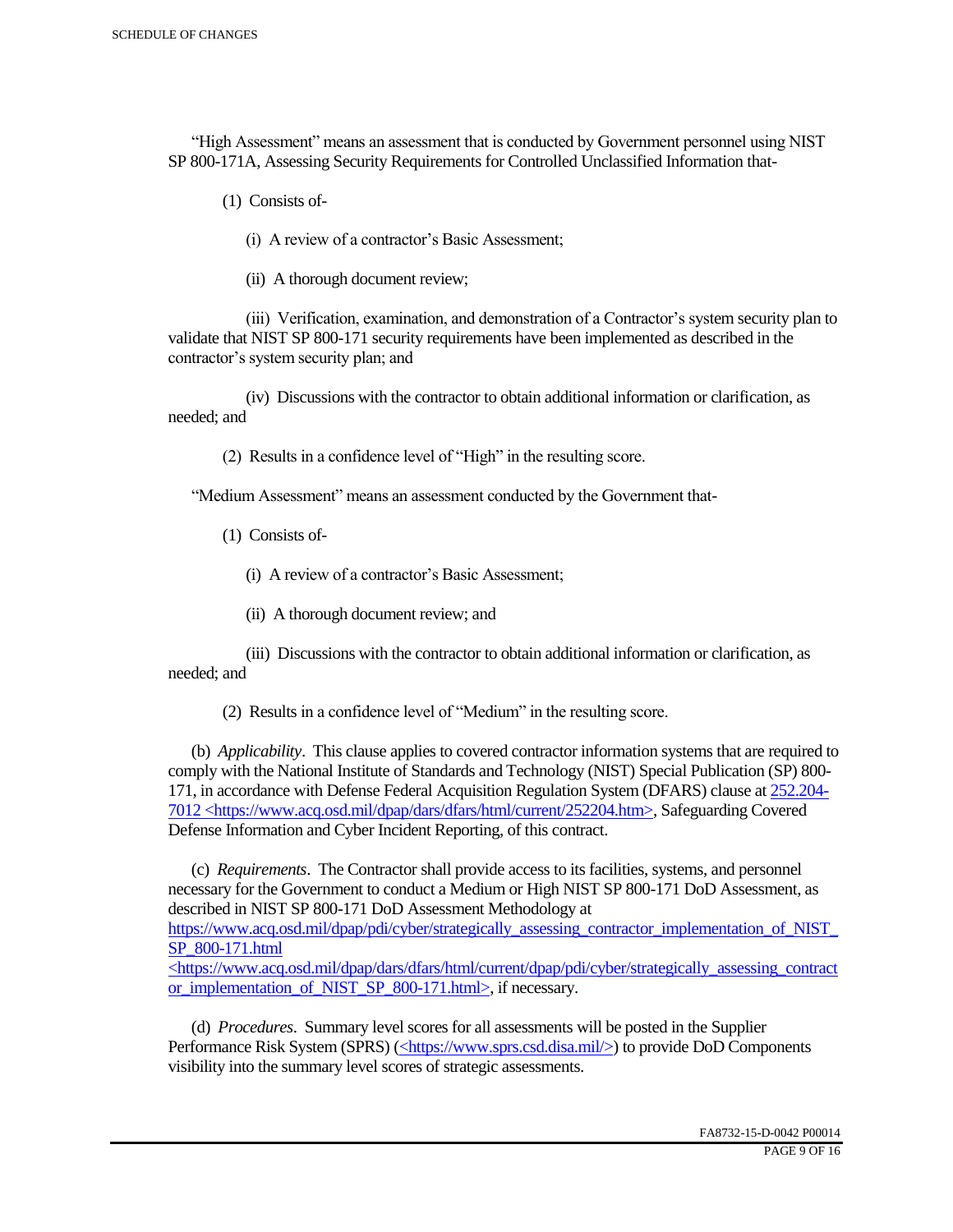"High Assessment" means an assessment that is conducted by Government personnel using NIST SP 800-171A, Assessing Security Requirements for Controlled Unclassified Information that-

(1) Consists of-

(i) A review of a contractor's Basic Assessment;

(ii) A thorough document review;

(iii) Verification, examination, and demonstration of a Contractor's system security plan to validate that NIST SP 800-171 security requirements have been implemented as described in the contractor's system security plan; and

(iv) Discussions with the contractor to obtain additional information or clarification, as needed; and

(2) Results in a confidence level of "High" in the resulting score.

"Medium Assessment" means an assessment conducted by the Government that-

(1) Consists of-

(i) A review of a contractor's Basic Assessment;

(ii) A thorough document review; and

(iii) Discussions with the contractor to obtain additional information or clarification, as needed; and

(2) Results in a confidence level of "Medium" in the resulting score.

(b) *Applicability*. This clause applies to covered contractor information systems that are required to comply with the National Institute of Standards and Technology (NIST) Special Publication (SP) 800-171, in accordance with Defense Federal Acquisition Regulation System (DFARS) clause at 252.204-7012 <https://www.acq.osd.mil/dpap/dars/dfars/html/current/252204.htm>, Safeguarding Covered Defense Information and Cyber Incident Reporting, of this contract.

(c) *Requirements*. The Contractor shall provide access to its facilities, systems, and personnel necessary for the Government to conduct a Medium or High NIST SP 800-171 DoD Assessment, as described in NIST SP 800-171 DoD Assessment Methodology at https://www.acq.osd.mil/dpap/pdi/cyber/strategically_assessing_contractor_implementation_of_NIST_SP_800-171.html <https://www.acq.osd.mil/dpap/dars/dfars/html/current/dpap/pdi/cyber/strategically_assessing_contractor_implementation_of_NIST_SP_800-171.html>, if necessary.

(d) *Procedures*. Summary level scores for all assessments will be posted in the Supplier Performance Risk System (SPRS) (<https://www.sprs.csd.disa.mil/>) to provide DoD Components visibility into the summary level scores of strategic assessments.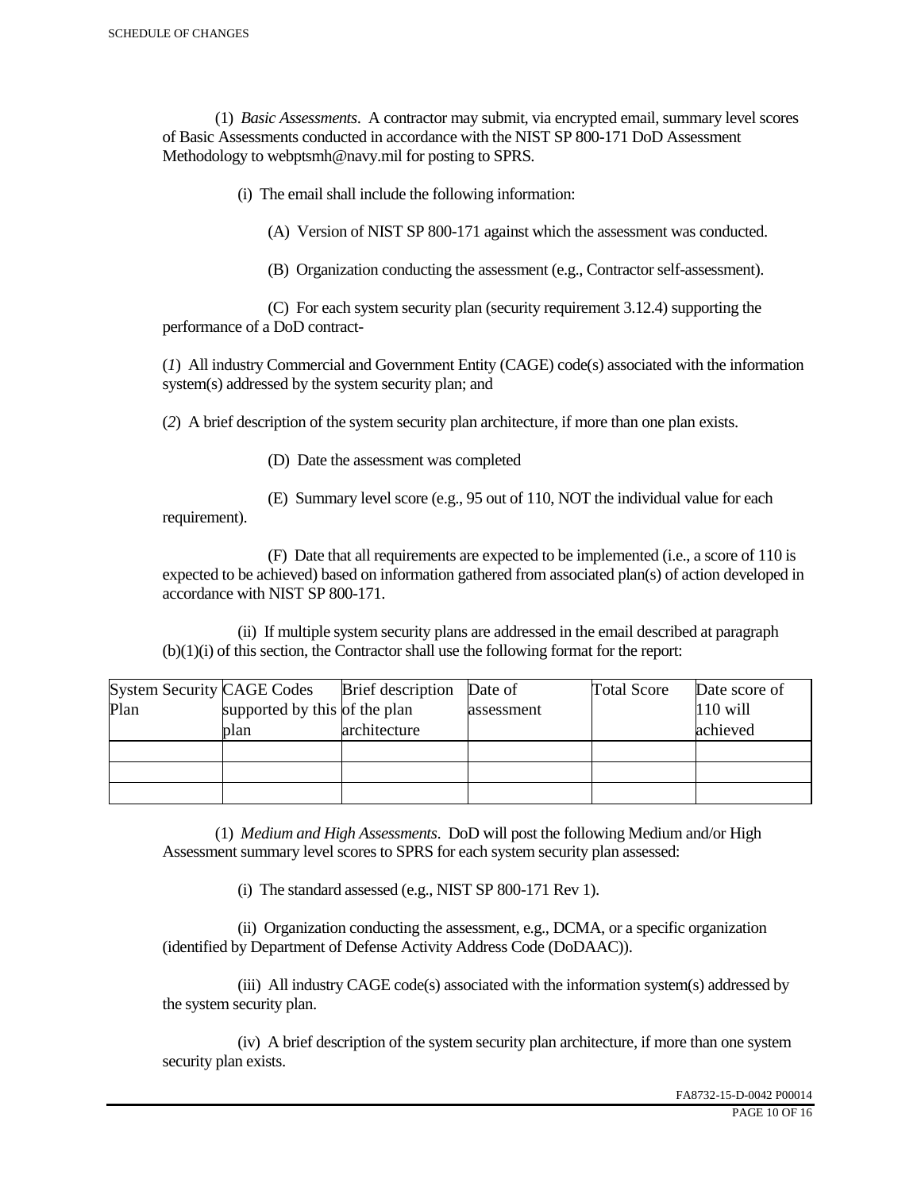(1) *Basic Assessments*. A contractor may submit, via encrypted email, summary level scores of Basic Assessments conducted in accordance with the NIST SP 800-171 DoD Assessment Methodology to webptsmh@navy.mil for posting to SPRS.

(i) The email shall include the following information:

(A) Version of NIST SP 800-171 against which the assessment was conducted.

(B) Organization conducting the assessment (e.g., Contractor self-assessment).

(C) For each system security plan (security requirement 3.12.4) supporting the performance of a DoD contract-

(*1*) All industry Commercial and Government Entity (CAGE) code(s) associated with the information system(s) addressed by the system security plan; and

(*2*) A brief description of the system security plan architecture, if more than one plan exists.

(D) Date the assessment was completed

(E) Summary level score (e.g., 95 out of 110, NOT the individual value for each requirement).

(F) Date that all requirements are expected to be implemented (i.e., a score of 110 is expected to be achieved) based on information gathered from associated plan(s) of action developed in accordance with NIST SP 800-171.

(ii) If multiple system security plans are addressed in the email described at paragraph (b)(1)(i) of this section, the Contractor shall use the following format for the report:

| System Security Plan | CAGE Codes supported by this plan | Brief description of the plan architecture | Date of assessment | Total Score | Date score of 110 will achieved |
|---|---|---|---|---|---|
| | | | | | |
| | | | | | |
| | | | | | |

(1) *Medium and High Assessments*. DoD will post the following Medium and/or High Assessment summary level scores to SPRS for each system security plan assessed:

(i) The standard assessed (e.g., NIST SP 800-171 Rev 1).

(ii) Organization conducting the assessment, e.g., DCMA, or a specific organization (identified by Department of Defense Activity Address Code (DoDAAC)).

(iii) All industry CAGE code(s) associated with the information system(s) addressed by the system security plan.

(iv) A brief description of the system security plan architecture, if more than one system security plan exists.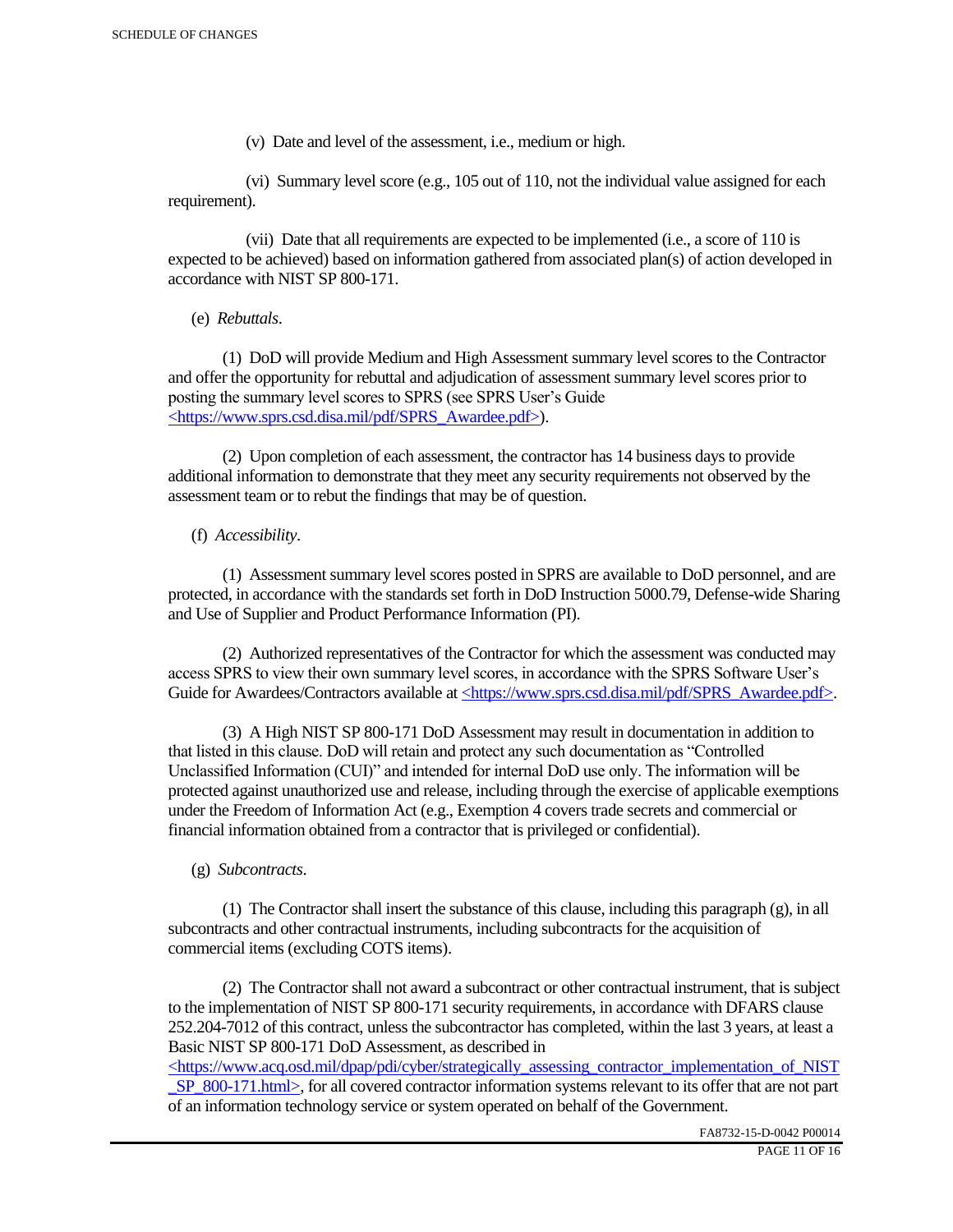(v) Date and level of the assessment, i.e., medium or high.

(vi) Summary level score (e.g., 105 out of 110, not the individual value assigned for each requirement).

(vii) Date that all requirements are expected to be implemented (i.e., a score of 110 is expected to be achieved) based on information gathered from associated plan(s) of action developed in accordance with NIST SP 800-171.

(e) *Rebuttals*.

(1) DoD will provide Medium and High Assessment summary level scores to the Contractor and offer the opportunity for rebuttal and adjudication of assessment summary level scores prior to posting the summary level scores to SPRS (see SPRS User's Guide <https://www.sprs.csd.disa.mil/pdf/SPRS_Awardee.pdf>).

(2) Upon completion of each assessment, the contractor has 14 business days to provide additional information to demonstrate that they meet any security requirements not observed by the assessment team or to rebut the findings that may be of question.

(f) *Accessibility*.

(1) Assessment summary level scores posted in SPRS are available to DoD personnel, and are protected, in accordance with the standards set forth in DoD Instruction 5000.79, Defense-wide Sharing and Use of Supplier and Product Performance Information (PI).

(2) Authorized representatives of the Contractor for which the assessment was conducted may access SPRS to view their own summary level scores, in accordance with the SPRS Software User's Guide for Awardees/Contractors available at <https://www.sprs.csd.disa.mil/pdf/SPRS_Awardee.pdf>.

(3) A High NIST SP 800-171 DoD Assessment may result in documentation in addition to that listed in this clause. DoD will retain and protect any such documentation as "Controlled Unclassified Information (CUI)" and intended for internal DoD use only. The information will be protected against unauthorized use and release, including through the exercise of applicable exemptions under the Freedom of Information Act (e.g., Exemption 4 covers trade secrets and commercial or financial information obtained from a contractor that is privileged or confidential).

(g) *Subcontracts*.

(1) The Contractor shall insert the substance of this clause, including this paragraph (g), in all subcontracts and other contractual instruments, including subcontracts for the acquisition of commercial items (excluding COTS items).

(2) The Contractor shall not award a subcontract or other contractual instrument, that is subject to the implementation of NIST SP 800-171 security requirements, in accordance with DFARS clause 252.204-7012 of this contract, unless the subcontractor has completed, within the last 3 years, at least a Basic NIST SP 800-171 DoD Assessment, as described in <https://www.acq.osd.mil/dpap/pdi/cyber/strategically_assessing_contractor_implementation_of_NIST_SP_800-171.html>, for all covered contractor information systems relevant to its offer that are not part of an information technology service or system operated on behalf of the Government.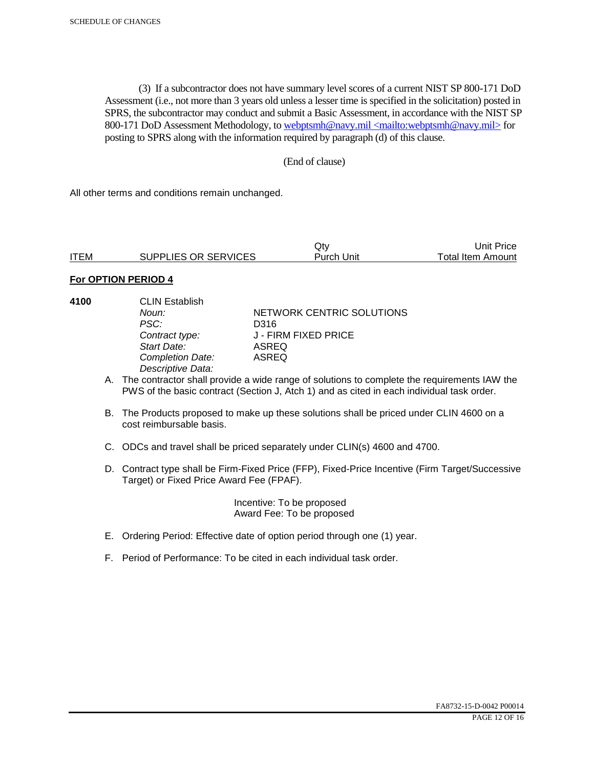(3) If a subcontractor does not have summary level scores of a current NIST SP 800-171 DoD Assessment (i.e., not more than 3 years old unless a lesser time is specified in the solicitation) posted in SPRS, the subcontractor may conduct and submit a Basic Assessment, in accordance with the NIST SP 800-171 DoD Assessment Methodology, to webptsmh@navy.mil <mailto:webptsmh@navy.mil> for posting to SPRS along with the information required by paragraph (d) of this clause.

(End of clause)

All other terms and conditions remain unchanged.

| ITEM | SUPPLIES OR SERVICES | Qty Purch Unit | Unit Price Total Item Amount |
|---|---|---|---|

**For OPTION PERIOD 4**

**4100** CLIN Establish

| | |
|---|---|
| *Noun:* | NETWORK CENTRIC SOLUTIONS |
| *PSC:* | D316 |
| *Contract type:* | J - FIRM FIXED PRICE |
| *Start Date:* | ASREQ |
| *Completion Date:* | ASREQ |
| *Descriptive Data:* | |

A. The contractor shall provide a wide range of solutions to complete the requirements IAW the PWS of the basic contract (Section J, Atch 1) and as cited in each individual task order.

B. The Products proposed to make up these solutions shall be priced under CLIN 4600 on a cost reimbursable basis.

C. ODCs and travel shall be priced separately under CLIN(s) 4600 and 4700.

D. Contract type shall be Firm-Fixed Price (FFP), Fixed-Price Incentive (Firm Target/Successive Target) or Fixed Price Award Fee (FPAF).

Incentive: To be proposed
Award Fee: To be proposed

E. Ordering Period: Effective date of option period through one (1) year.

F. Period of Performance: To be cited in each individual task order.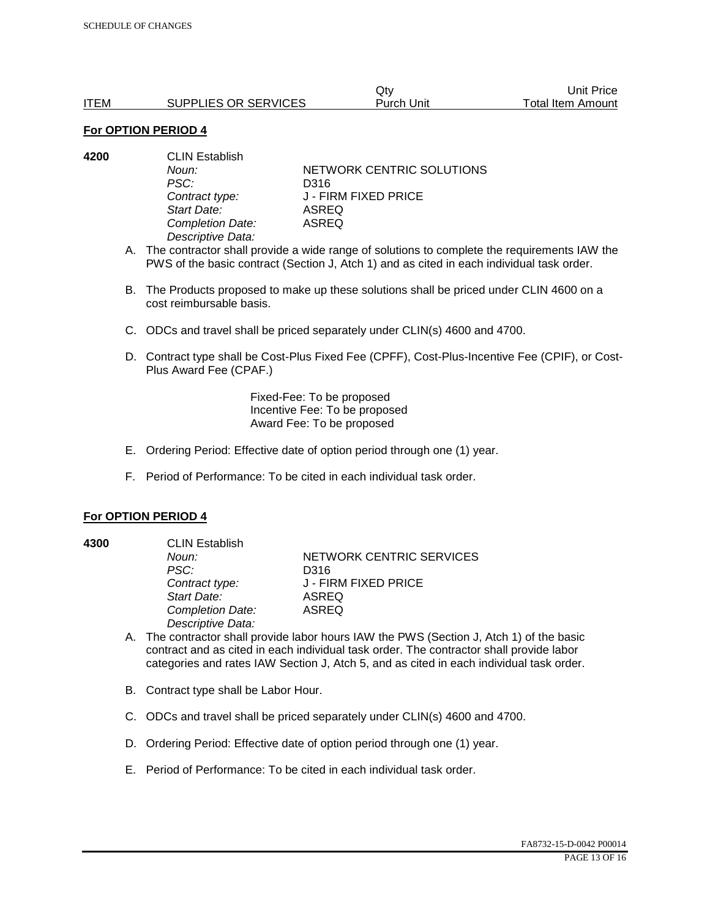| ITEM | SUPPLIES OR SERVICES | Qty<br>Purch Unit | Unit Price<br>Total Item Amount |
|---|---|---|---|

**For OPTION PERIOD 4**

**4200** CLIN Establish

*Noun:* NETWORK CENTRIC SOLUTIONS
*PSC:* D316
*Contract type:* J - FIRM FIXED PRICE
*Start Date:* ASREQ
*Completion Date:* ASREQ
*Descriptive Data:*

A. The contractor shall provide a wide range of solutions to complete the requirements IAW the PWS of the basic contract (Section J, Atch 1) and as cited in each individual task order.

B. The Products proposed to make up these solutions shall be priced under CLIN 4600 on a cost reimbursable basis.

C. ODCs and travel shall be priced separately under CLIN(s) 4600 and 4700.

D. Contract type shall be Cost-Plus Fixed Fee (CPFF), Cost-Plus-Incentive Fee (CPIF), or Cost-Plus Award Fee (CPAF.)

Fixed-Fee: To be proposed
Incentive Fee: To be proposed
Award Fee: To be proposed

E. Ordering Period: Effective date of option period through one (1) year.

F. Period of Performance: To be cited in each individual task order.

**For OPTION PERIOD 4**

**4300** CLIN Establish

*Noun:* NETWORK CENTRIC SERVICES
*PSC:* D316
*Contract type:* J - FIRM FIXED PRICE
*Start Date:* ASREQ
*Completion Date:* ASREQ
*Descriptive Data:*

A. The contractor shall provide labor hours IAW the PWS (Section J, Atch 1) of the basic contract and as cited in each individual task order. The contractor shall provide labor categories and rates IAW Section J, Atch 5, and as cited in each individual task order.

B. Contract type shall be Labor Hour.

C. ODCs and travel shall be priced separately under CLIN(s) 4600 and 4700.

D. Ordering Period: Effective date of option period through one (1) year.

E. Period of Performance: To be cited in each individual task order.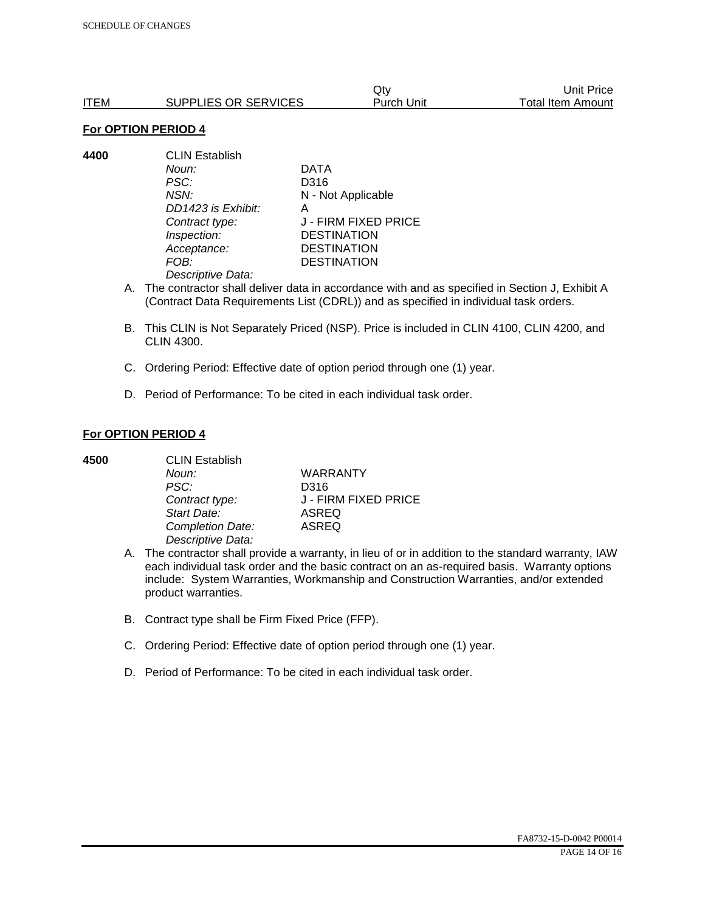| ITEM | SUPPLIES OR SERVICES | Qty Purch Unit | Unit Price Total Item Amount |
| --- | --- | --- | --- |

**For OPTION PERIOD 4**

**4400** CLIN Establish

| | |
| --- | --- |
| *Noun:* | DATA |
| *PSC:* | D316 |
| *NSN:* | N - Not Applicable |
| *DD1423 is Exhibit:* | A |
| *Contract type:* | J - FIRM FIXED PRICE |
| *Inspection:* | DESTINATION |
| *Acceptance:* | DESTINATION |
| *FOB:* | DESTINATION |

*Descriptive Data:*

A. The contractor shall deliver data in accordance with and as specified in Section J, Exhibit A (Contract Data Requirements List (CDRL)) and as specified in individual task orders.

B. This CLIN is Not Separately Priced (NSP). Price is included in CLIN 4100, CLIN 4200, and CLIN 4300.

C. Ordering Period: Effective date of option period through one (1) year.

D. Period of Performance: To be cited in each individual task order.

**For OPTION PERIOD 4**

**4500** CLIN Establish

| | |
| --- | --- |
| *Noun:* | WARRANTY |
| *PSC:* | D316 |
| *Contract type:* | J - FIRM FIXED PRICE |
| *Start Date:* | ASREQ |
| *Completion Date:* | ASREQ |

*Descriptive Data:*

A. The contractor shall provide a warranty, in lieu of or in addition to the standard warranty, IAW each individual task order and the basic contract on an as-required basis. Warranty options include: System Warranties, Workmanship and Construction Warranties, and/or extended product warranties.

B. Contract type shall be Firm Fixed Price (FFP).

C. Ordering Period: Effective date of option period through one (1) year.

D. Period of Performance: To be cited in each individual task order.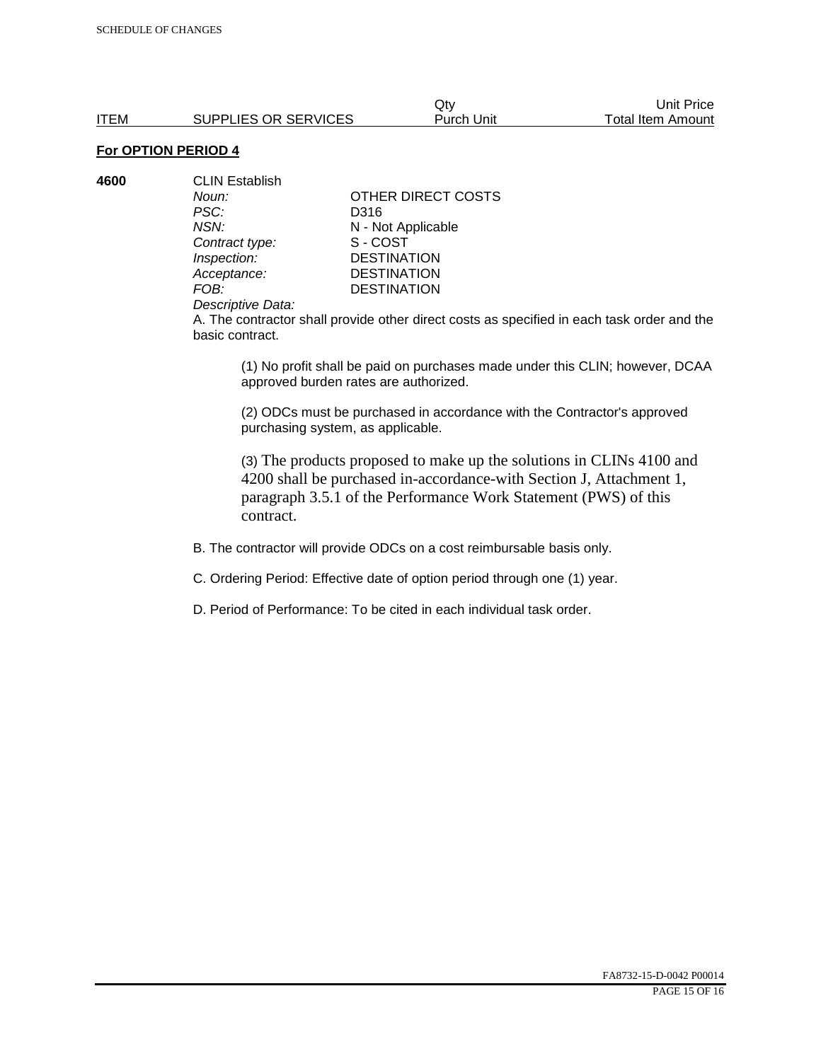| ITEM | SUPPLIES OR SERVICES | Qty<br>Purch Unit | Unit Price<br>Total Item Amount |
|---|---|---|---|

**For OPTION PERIOD 4**

**4600** CLIN Establish

| | |
|---|---|
| *Noun:* | OTHER DIRECT COSTS |
| *PSC:* | D316 |
| *NSN:* | N - Not Applicable |
| *Contract type:* | S - COST |
| *Inspection:* | DESTINATION |
| *Acceptance:* | DESTINATION |
| *FOB:* | DESTINATION |

*Descriptive Data:*

A. The contractor shall provide other direct costs as specified in each task order and the basic contract.

(1) No profit shall be paid on purchases made under this CLIN; however, DCAA approved burden rates are authorized.

(2) ODCs must be purchased in accordance with the Contractor's approved purchasing system, as applicable.

(3) The products proposed to make up the solutions in CLINs 4100 and 4200 shall be purchased in-accordance-with Section J, Attachment 1, paragraph 3.5.1 of the Performance Work Statement (PWS) of this contract.

B. The contractor will provide ODCs on a cost reimbursable basis only.

C. Ordering Period: Effective date of option period through one (1) year.

D. Period of Performance: To be cited in each individual task order.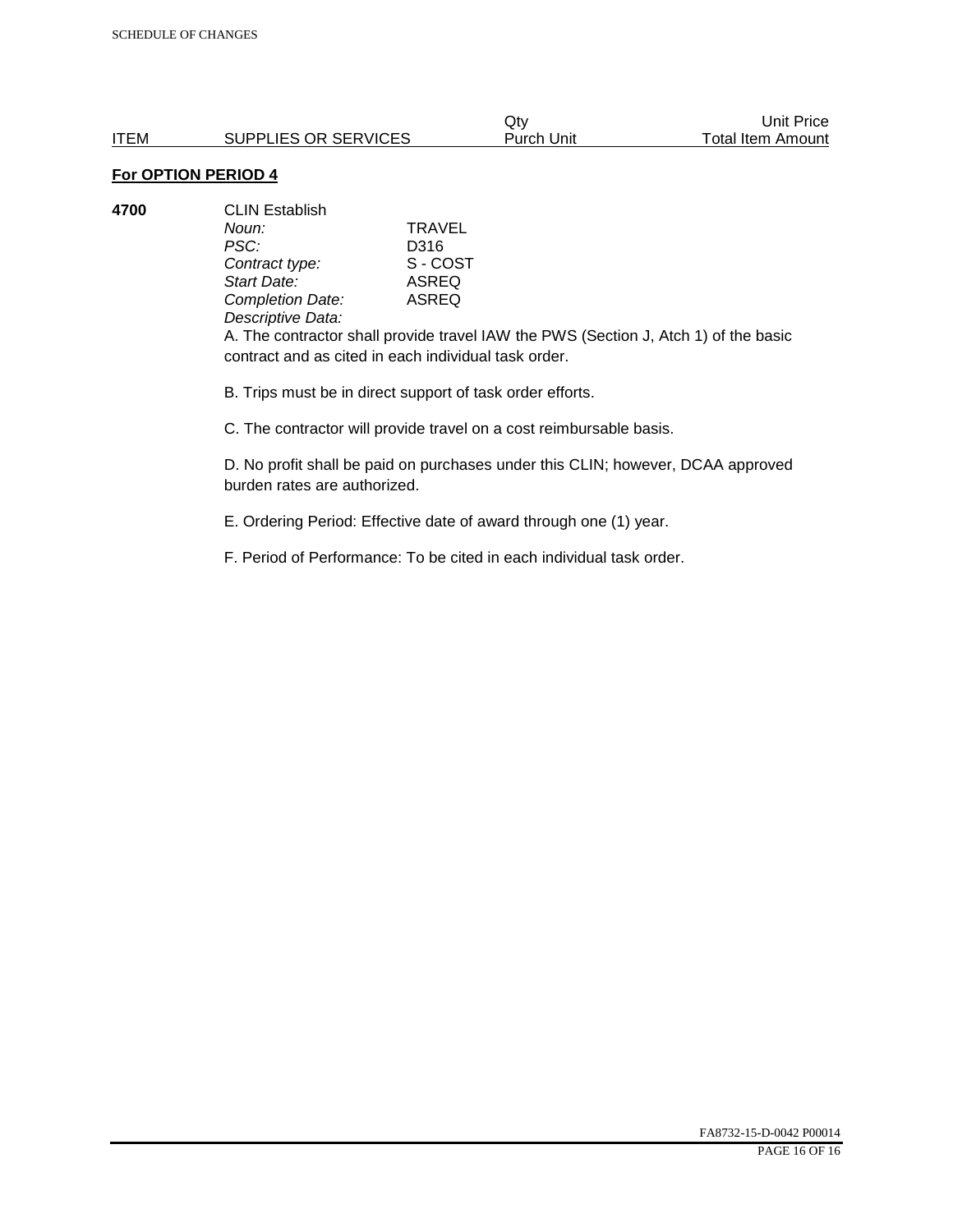| ITEM | SUPPLIES OR SERVICES | Qty<br>Purch Unit | Unit Price<br>Total Item Amount |
|---|---|---|---|

**For OPTION PERIOD 4**

**4700** CLIN Establish

| | |
|---|---|
| *Noun:* | TRAVEL |
| *PSC:* | D316 |
| *Contract type:* | S - COST |
| *Start Date:* | ASREQ |
| *Completion Date:* | ASREQ |

*Descriptive Data:*

A. The contractor shall provide travel IAW the PWS (Section J, Atch 1) of the basic contract and as cited in each individual task order.

B. Trips must be in direct support of task order efforts.

C. The contractor will provide travel on a cost reimbursable basis.

D. No profit shall be paid on purchases under this CLIN; however, DCAA approved burden rates are authorized.

E. Ordering Period: Effective date of award through one (1) year.

F. Period of Performance: To be cited in each individual task order.